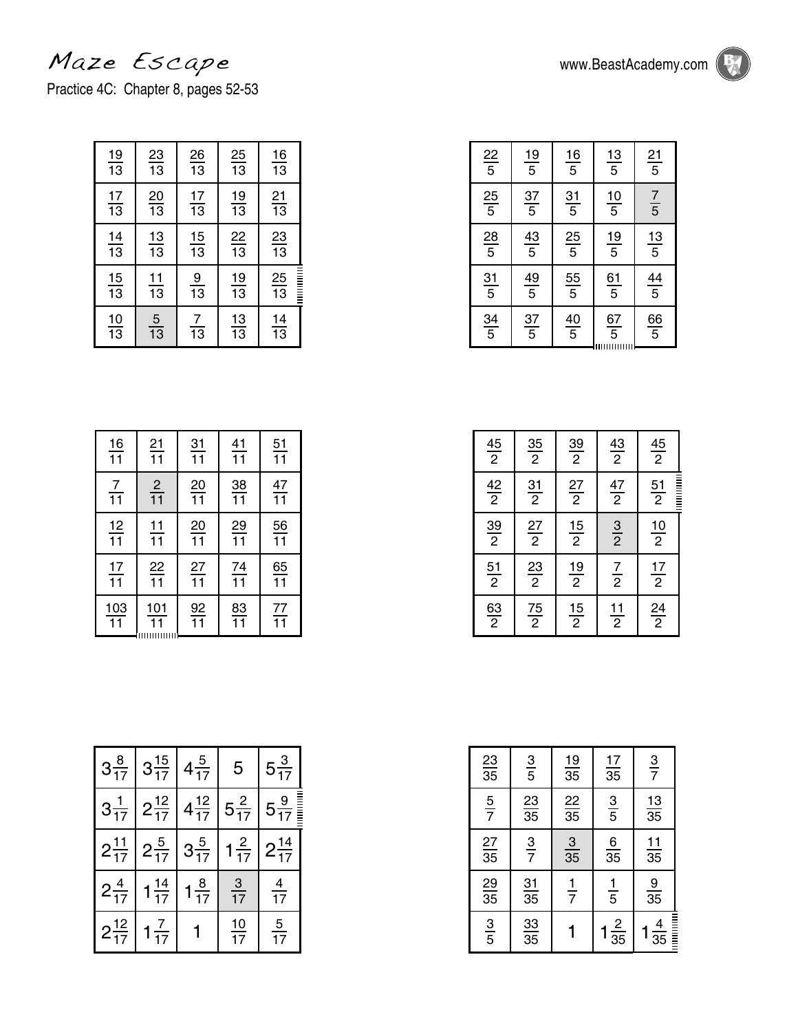# Maze Escape

Practice 4C: Chapter 8, pages 52-53

| | | | | |
|---|---|---|---|---|
| $\frac{19}{13}$ | $\frac{23}{13}$ | $\frac{26}{13}$ | $\frac{25}{13}$ | $\frac{16}{13}$ |
| $\frac{17}{13}$ | $\frac{20}{13}$ | $\frac{17}{13}$ | $\frac{19}{13}$ | $\frac{21}{13}$ |
| $\frac{14}{13}$ | $\frac{13}{13}$ | $\frac{15}{13}$ | $\frac{22}{13}$ | $\frac{23}{13}$ |
| $\frac{15}{13}$ | $\frac{11}{13}$ | $\frac{9}{13}$ | $\frac{19}{13}$ | $\frac{25}{13}$ |
| $\frac{10}{13}$ | $\frac{5}{13}$ | $\frac{7}{13}$ | $\frac{13}{13}$ | $\frac{14}{13}$ |

| | | | | |
|---|---|---|---|---|
| $\frac{22}{5}$ | $\frac{19}{5}$ | $\frac{16}{5}$ | $\frac{13}{5}$ | $\frac{21}{5}$ |
| $\frac{25}{5}$ | $\frac{37}{5}$ | $\frac{31}{5}$ | $\frac{10}{5}$ | $\frac{7}{5}$ |
| $\frac{28}{5}$ | $\frac{43}{5}$ | $\frac{25}{5}$ | $\frac{19}{5}$ | $\frac{13}{5}$ |
| $\frac{31}{5}$ | $\frac{49}{5}$ | $\frac{55}{5}$ | $\frac{61}{5}$ | $\frac{44}{5}$ |
| $\frac{34}{5}$ | $\frac{37}{5}$ | $\frac{40}{5}$ | $\frac{67}{5}$ | $\frac{66}{5}$ |

| | | | | |
|---|---|---|---|---|
| $\frac{16}{11}$ | $\frac{21}{11}$ | $\frac{31}{11}$ | $\frac{41}{11}$ | $\frac{51}{11}$ |
| $\frac{7}{11}$ | $\frac{2}{11}$ | $\frac{20}{11}$ | $\frac{38}{11}$ | $\frac{47}{11}$ |
| $\frac{12}{11}$ | $\frac{11}{11}$ | $\frac{20}{11}$ | $\frac{29}{11}$ | $\frac{56}{11}$ |
| $\frac{17}{11}$ | $\frac{22}{11}$ | $\frac{27}{11}$ | $\frac{74}{11}$ | $\frac{65}{11}$ |
| $\frac{103}{11}$ | $\frac{101}{11}$ | $\frac{92}{11}$ | $\frac{83}{11}$ | $\frac{77}{11}$ |

| | | | | |
|---|---|---|---|---|
| $\frac{45}{2}$ | $\frac{35}{2}$ | $\frac{39}{2}$ | $\frac{43}{2}$ | $\frac{45}{2}$ |
| $\frac{42}{2}$ | $\frac{31}{2}$ | $\frac{27}{2}$ | $\frac{47}{2}$ | $\frac{51}{2}$ |
| $\frac{39}{2}$ | $\frac{27}{2}$ | $\frac{15}{2}$ | $\frac{3}{2}$ | $\frac{10}{2}$ |
| $\frac{51}{2}$ | $\frac{23}{2}$ | $\frac{19}{2}$ | $\frac{7}{2}$ | $\frac{17}{2}$ |
| $\frac{63}{2}$ | $\frac{75}{2}$ | $\frac{15}{2}$ | $\frac{11}{2}$ | $\frac{24}{2}$ |

| | | | | |
|---|---|---|---|---|
| $3\frac{8}{17}$ | $3\frac{15}{17}$ | $4\frac{5}{17}$ | $5$ | $5\frac{3}{17}$ |
| $3\frac{1}{17}$ | $2\frac{12}{17}$ | $4\frac{12}{17}$ | $5\frac{2}{17}$ | $5\frac{9}{17}$ |
| $2\frac{11}{17}$ | $2\frac{5}{17}$ | $3\frac{5}{17}$ | $1\frac{2}{17}$ | $2\frac{14}{17}$ |
| $2\frac{4}{17}$ | $1\frac{14}{17}$ | $1\frac{8}{17}$ | $\frac{3}{17}$ | $\frac{4}{17}$ |
| $2\frac{12}{17}$ | $1\frac{7}{17}$ | $1$ | $\frac{10}{17}$ | $\frac{5}{17}$ |

| | | | | |
|---|---|---|---|---|
| $\frac{23}{35}$ | $\frac{3}{5}$ | $\frac{19}{35}$ | $\frac{17}{35}$ | $\frac{3}{7}$ |
| $\frac{5}{7}$ | $\frac{23}{35}$ | $\frac{22}{35}$ | $\frac{3}{5}$ | $\frac{13}{35}$ |
| $\frac{27}{35}$ | $\frac{3}{7}$ | $\frac{3}{35}$ | $\frac{6}{35}$ | $\frac{11}{35}$ |
| $\frac{29}{35}$ | $\frac{31}{35}$ | $\frac{1}{7}$ | $\frac{1}{5}$ | $\frac{9}{35}$ |
| $\frac{3}{5}$ | $\frac{33}{35}$ | $1$ | $1\frac{2}{35}$ | $1\frac{4}{35}$ |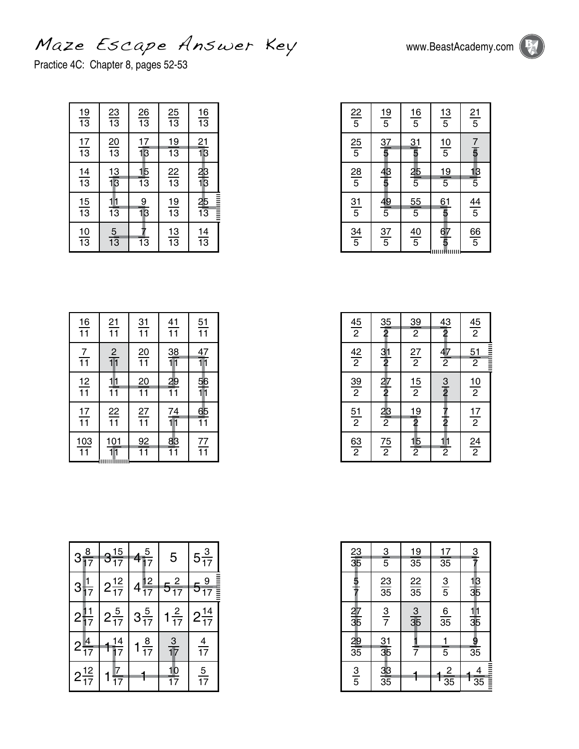# Maze Escape Answer Key

Practice 4C: Chapter 8, pages 52-53

| | | | | |
|---|---|---|---|---|
| $\frac{19}{13}$ | $\frac{23}{13}$ | $\frac{26}{13}$ | $\frac{25}{13}$ | $\frac{16}{13}$ |
| $\frac{17}{13}$ | $\frac{20}{13}$ | $\frac{17}{13}$ | $\frac{19}{13}$ | $\frac{21}{13}$ |
| $\frac{14}{13}$ | $\frac{13}{13}$ | $\frac{15}{13}$ | $\frac{22}{13}$ | $\frac{23}{13}$ |
| $\frac{15}{13}$ | $\frac{11}{13}$ | $\frac{9}{13}$ | $\frac{19}{13}$ | $\frac{25}{13}$ |
| $\frac{10}{13}$ | $\frac{5}{13}$ | $\frac{7}{13}$ | $\frac{13}{13}$ | $\frac{14}{13}$ |

| | | | | |
|---|---|---|---|---|
| $\frac{22}{5}$ | $\frac{19}{5}$ | $\frac{16}{5}$ | $\frac{13}{5}$ | $\frac{21}{5}$ |
| $\frac{25}{5}$ | $\frac{37}{5}$ | $\frac{31}{5}$ | $\frac{10}{5}$ | $\frac{7}{5}$ |
| $\frac{28}{5}$ | $\frac{43}{5}$ | $\frac{25}{5}$ | $\frac{19}{5}$ | $\frac{13}{5}$ |
| $\frac{31}{5}$ | $\frac{49}{5}$ | $\frac{55}{5}$ | $\frac{61}{5}$ | $\frac{44}{5}$ |
| $\frac{34}{5}$ | $\frac{37}{5}$ | $\frac{40}{5}$ | $\frac{67}{5}$ | $\frac{66}{5}$ |

| | | | | |
|---|---|---|---|---|
| $\frac{16}{11}$ | $\frac{21}{11}$ | $\frac{31}{11}$ | $\frac{41}{11}$ | $\frac{51}{11}$ |
| $\frac{7}{11}$ | $\frac{2}{11}$ | $\frac{20}{11}$ | $\frac{38}{11}$ | $\frac{47}{11}$ |
| $\frac{12}{11}$ | $\frac{11}{11}$ | $\frac{20}{11}$ | $\frac{29}{11}$ | $\frac{56}{11}$ |
| $\frac{17}{11}$ | $\frac{22}{11}$ | $\frac{27}{11}$ | $\frac{74}{11}$ | $\frac{65}{11}$ |
| $\frac{103}{11}$ | $\frac{101}{11}$ | $\frac{92}{11}$ | $\frac{83}{11}$ | $\frac{77}{11}$ |

| | | | | |
|---|---|---|---|---|
| $\frac{45}{2}$ | $\frac{35}{2}$ | $\frac{39}{2}$ | $\frac{43}{2}$ | $\frac{45}{2}$ |
| $\frac{42}{2}$ | $\frac{31}{2}$ | $\frac{27}{2}$ | $\frac{47}{2}$ | $\frac{51}{2}$ |
| $\frac{39}{2}$ | $\frac{27}{2}$ | $\frac{15}{2}$ | $\frac{3}{2}$ | $\frac{10}{2}$ |
| $\frac{51}{2}$ | $\frac{23}{2}$ | $\frac{19}{2}$ | $\frac{7}{2}$ | $\frac{17}{2}$ |
| $\frac{63}{2}$ | $\frac{75}{2}$ | $\frac{15}{2}$ | $\frac{11}{2}$ | $\frac{24}{2}$ |

| | | | | |
|---|---|---|---|---|
| $3\frac{8}{17}$ | $3\frac{15}{17}$ | $4\frac{5}{17}$ | $5$ | $5\frac{3}{17}$ |
| $3\frac{1}{17}$ | $2\frac{12}{17}$ | $4\frac{12}{17}$ | $5\frac{2}{17}$ | $5\frac{9}{17}$ |
| $2\frac{11}{17}$ | $2\frac{5}{17}$ | $3\frac{5}{17}$ | $1\frac{2}{17}$ | $2\frac{14}{17}$ |
| $2\frac{4}{17}$ | $1\frac{14}{17}$ | $1\frac{8}{17}$ | $\frac{3}{17}$ | $\frac{4}{17}$ |
| $2\frac{12}{17}$ | $1\frac{7}{17}$ | $1$ | $\frac{10}{17}$ | $\frac{5}{17}$ |

| | | | | |
|---|---|---|---|---|
| $\frac{23}{35}$ | $\frac{3}{5}$ | $\frac{19}{35}$ | $\frac{17}{35}$ | $\frac{3}{7}$ |
| $\frac{5}{7}$ | $\frac{23}{35}$ | $\frac{22}{35}$ | $\frac{3}{5}$ | $\frac{13}{35}$ |
| $\frac{27}{35}$ | $\frac{3}{7}$ | $\frac{3}{35}$ | $\frac{6}{35}$ | $\frac{11}{35}$ |
| $\frac{29}{35}$ | $\frac{31}{35}$ | $\frac{1}{7}$ | $\frac{1}{5}$ | $\frac{9}{35}$ |
| $\frac{3}{5}$ | $\frac{33}{35}$ | $1$ | $1\frac{2}{35}$ | $1\frac{4}{35}$ |